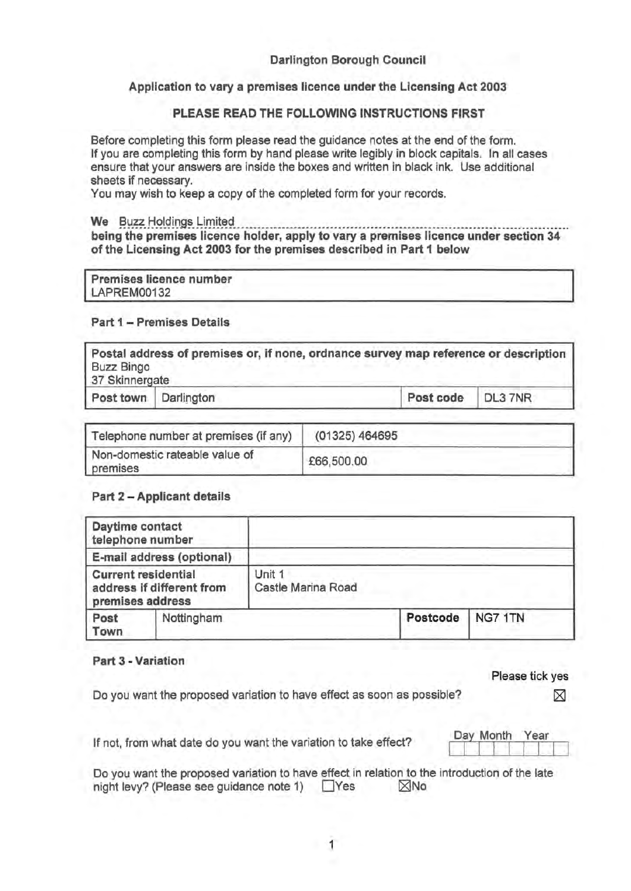**Darlington Borough Council**

**Application to vary a premises licence under the Licensing Act 2003**

**PLEASE READ THE FOLLOWING INSTRUCTIONS FIRST**

Before completing this form please read the guidance notes at the end of the form.
If you are completing this form by hand please write legibly in block capitals. In all cases ensure that your answers are inside the boxes and written in black ink. Use additional sheets if necessary.
You may wish to keep a copy of the completed form for your records.

**We** Buzz Holdings Limited
**being the premises licence holder, apply to vary a premises licence under section 34 of the Licensing Act 2003 for the premises described in Part 1 below**

| |
|---|
| **Premises licence number** LAPREM00132 |

**Part 1 – Premises Details**

| **Postal address of premises or, if none, ordnance survey map reference or description** Buzz Bingo 37 Skinnergate | | | |
|---|---|---|---|
| **Post town** | Darlington | **Post code** | DL3 7NR |

| | |
|---|---|
| Telephone number at premises (if any) | (01325) 464695 |
| Non-domestic rateable value of premises | £66,500.00 |

**Part 2 – Applicant details**

| | | | |
|---|---|---|---|
| **Daytime contact telephone number** | | | |
| **E-mail address (optional)** | | | |
| **Current residential address if different from premises address** | Unit 1 Castle Marina Road | | |
| **Post Town** | Nottingham | **Postcode** | NG7 1TN |

**Part 3 - Variation**

Please tick yes

Do you want the proposed variation to have effect as soon as possible? ☒

If not, from what date do you want the variation to take effect? Day Month Year

Do you want the proposed variation to have effect in relation to the introduction of the late night levy? (Please see guidance note 1) ☐Yes ☒No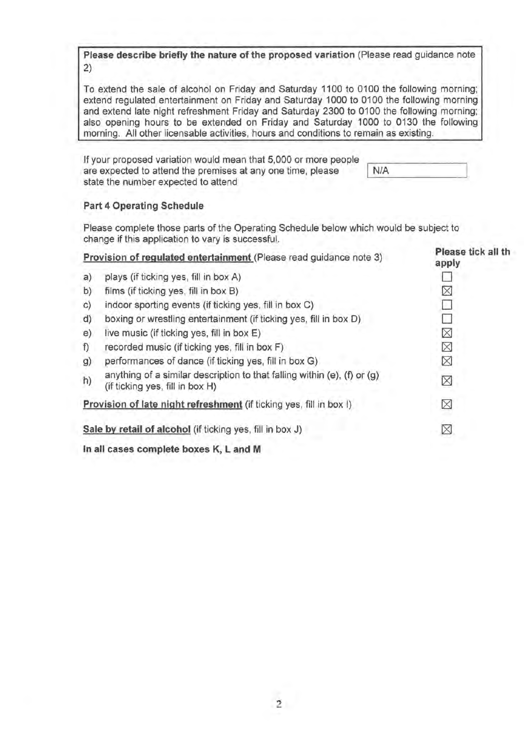**Please describe briefly the nature of the proposed variation** (Please read guidance note 2)

To extend the sale of alcohol on Friday and Saturday 1100 to 0100 the following morning; extend regulated entertainment on Friday and Saturday 1000 to 0100 the following morning and extend late night refreshment Friday and Saturday 2300 to 0100 the following morning; also opening hours to be extended on Friday and Saturday 1000 to 0130 the following morning. All other licensable activities, hours and conditions to remain as existing.

If your proposed variation would mean that 5,000 or more people are expected to attend the premises at any one time, please state the number expected to attend: N/A

## Part 4 Operating Schedule

Please complete those parts of the Operating Schedule below which would be subject to change if this application to vary is successful.

| | | Please tick all th apply |
|---|---|---|
| **Provision of regulated entertainment** (Please read guidance note 3) | | |
| a) | plays (if ticking yes, fill in box A) | ☐ |
| b) | films (if ticking yes, fill in box B) | ☒ |
| c) | indoor sporting events (if ticking yes, fill in box C) | ☐ |
| d) | boxing or wrestling entertainment (if ticking yes, fill in box D) | ☐ |
| e) | live music (if ticking yes, fill in box E) | ☒ |
| f) | recorded music (if ticking yes, fill in box F) | ☒ |
| g) | performances of dance (if ticking yes, fill in box G) | ☒ |
| h) | anything of a similar description to that falling within (e), (f) or (g) (if ticking yes, fill in box H) | ☒ |
| **Provision of late night refreshment** (if ticking yes, fill in box I) | | ☒ |
| **Sale by retail of alcohol** (if ticking yes, fill in box J) | | ☒ |

**In all cases complete boxes K, L and M**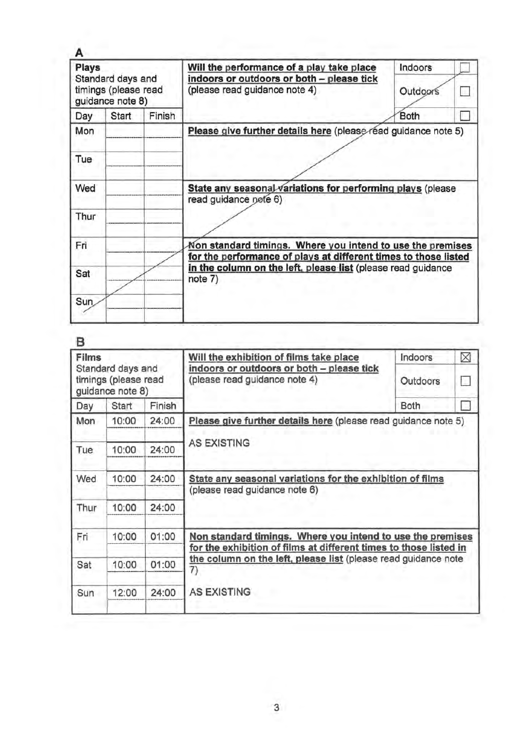## A

| Plays<br>Standard days and timings (please read guidance note 8) | | | **Will the performance of a play take place indoors or outdoors or both – please tick** (please read guidance note 4) | Indoors | ☐ |
|---|---|---|---|---|---|
| | | | | Outdoors | ☐ |
| Day | Start | Finish | | Both | ☐ |
| Mon | | | **Please give further details here** (please read guidance note 5) | | |
| Tue | | | | | |
| Wed | | | **State any seasonal variations for performing plays** (please read guidance note 6) | | |
| Thur | | | | | |
| Fri | | | **Non standard timings. Where you intend to use the premises for the performance of plays at different times to those listed in the column on the left, please list** (please read guidance note 7) | | |
| Sat | | | | | |
| Sun | | | | | |

## B

| Films<br>Standard days and timings (please read guidance note 8) | | | **Will the exhibition of films take place indoors or outdoors or both – please tick** (please read guidance note 4) | Indoors | ☒ |
|---|---|---|---|---|---|
| | | | | Outdoors | ☐ |
| Day | Start | Finish | | Both | ☐ |
| Mon | 10:00 | 24:00 | **Please give further details here** (please read guidance note 5)<br>AS EXISTING | | |
| Tue | 10:00 | 24:00 | | | |
| Wed | 10:00 | 24:00 | **State any seasonal variations for the exhibition of films** (please read guidance note 6) | | |
| Thur | 10:00 | 24:00 | | | |
| Fri | 10:00 | 01:00 | **Non standard timings. Where you intend to use the premises for the exhibition of films at different times to those listed in the column on the left, please list** (please read guidance note 7)<br>AS EXISTING | | |
| Sat | 10:00 | 01:00 | | | |
| Sun | 12:00 | 24:00 | | | |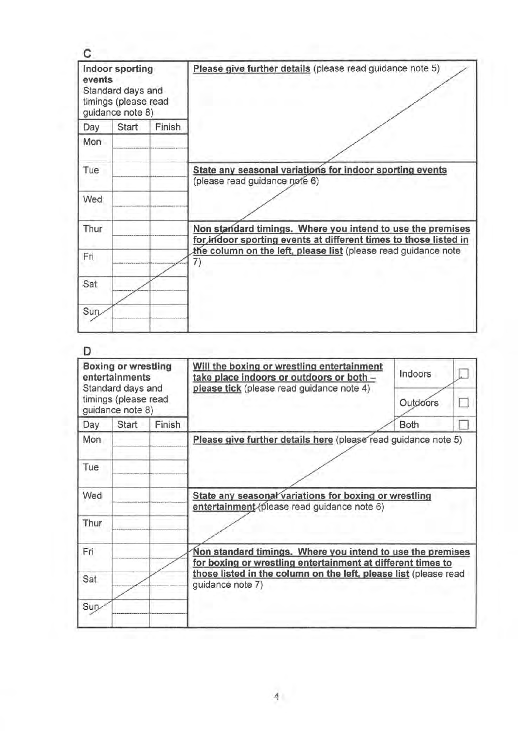## C

| Indoor sporting events<br>Standard days and timings (please read guidance note 8) | | | Please give further details (please read guidance note 5) |
|---|---|---|---|
| Day | Start | Finish | |
| Mon | | | |
| Tue | | | State any seasonal variations for indoor sporting events (please read guidance note 6) |
| Wed | | | |
| Thur | | | Non standard timings. Where you intend to use the premises for indoor sporting events at different times to those listed in the column on the left, please list (please read guidance note 7) |
| Fri | | | |
| Sat | | | |
| Sun | | | |

## D

| Boxing or wrestling entertainments<br>Standard days and timings (please read guidance note 8) | | | Will the boxing or wrestling entertainment take place indoors or outdoors or both – please tick (please read guidance note 4) | Indoors | ☐ |
|---|---|---|---|---|---|
| | | | | Outdoors | ☐ |
| Day | Start | Finish | | Both | ☐ |
| Mon | | | Please give further details here (please read guidance note 5) | | |
| Tue | | | | | |
| Wed | | | State any seasonal variations for boxing or wrestling entertainment (please read guidance note 6) | | |
| Thur | | | | | |
| Fri | | | Non standard timings. Where you intend to use the premises for boxing or wrestling entertainment at different times to those listed in the column on the left, please list (please read guidance note 7) | | |
| Sat | | | | | |
| Sun | | | | | |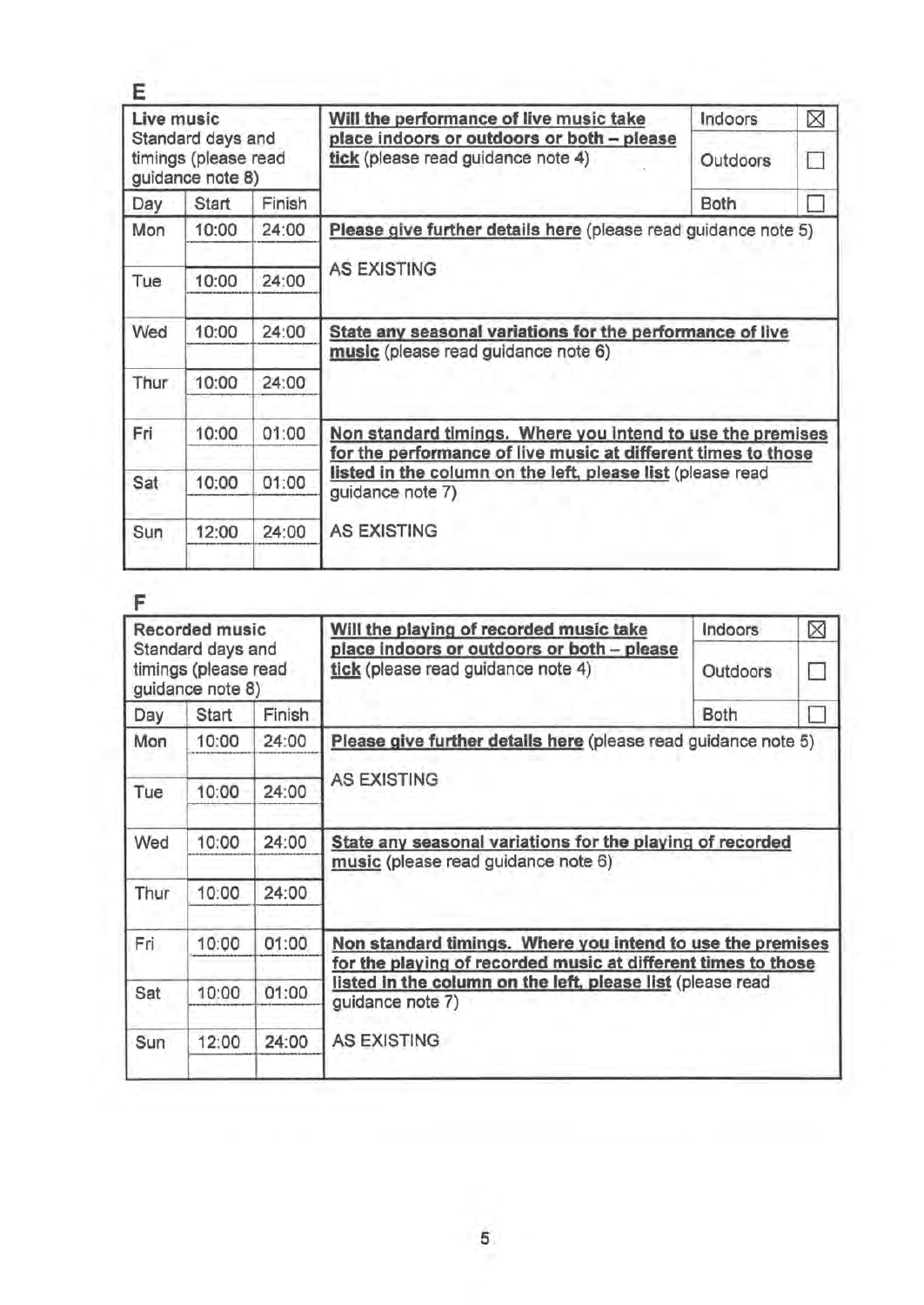## E

| Live music<br>Standard days and timings (please read guidance note 8) | | | **Will the performance of live music take place indoors or outdoors or both – please tick** (please read guidance note 4) | Indoors | ☒ |
|---|---|---|---|---|---|
| | | | | Outdoors | ☐ |
| Day | Start | Finish | | Both | ☐ |
| Mon | 10:00 | 24:00 | **Please give further details here** (please read guidance note 5)<br><br>AS EXISTING | | |
| Tue | 10:00 | 24:00 | | | |
| Wed | 10:00 | 24:00 | **State any seasonal variations for the performance of live music** (please read guidance note 6) | | |
| Thur | 10:00 | 24:00 | | | |
| Fri | 10:00 | 01:00 | **Non standard timings. Where you intend to use the premises for the performance of live music at different times to those listed in the column on the left, please list** (please read guidance note 7)<br><br>AS EXISTING | | |
| Sat | 10:00 | 01:00 | | | |
| Sun | 12:00 | 24:00 | | | |

## F

| Recorded music<br>Standard days and timings (please read guidance note 8) | | | **Will the playing of recorded music take place indoors or outdoors or both – please tick** (please read guidance note 4) | Indoors | ☒ |
|---|---|---|---|---|---|
| | | | | Outdoors | ☐ |
| Day | Start | Finish | | Both | ☐ |
| Mon | 10:00 | 24:00 | **Please give further details here** (please read guidance note 5)<br><br>AS EXISTING | | |
| Tue | 10:00 | 24:00 | | | |
| Wed | 10:00 | 24:00 | **State any seasonal variations for the playing of recorded music** (please read guidance note 6) | | |
| Thur | 10:00 | 24:00 | | | |
| Fri | 10:00 | 01:00 | **Non standard timings. Where you intend to use the premises for the playing of recorded music at different times to those listed in the column on the left, please list** (please read guidance note 7)<br><br>AS EXISTING | | |
| Sat | 10:00 | 01:00 | | | |
| Sun | 12:00 | 24:00 | | | |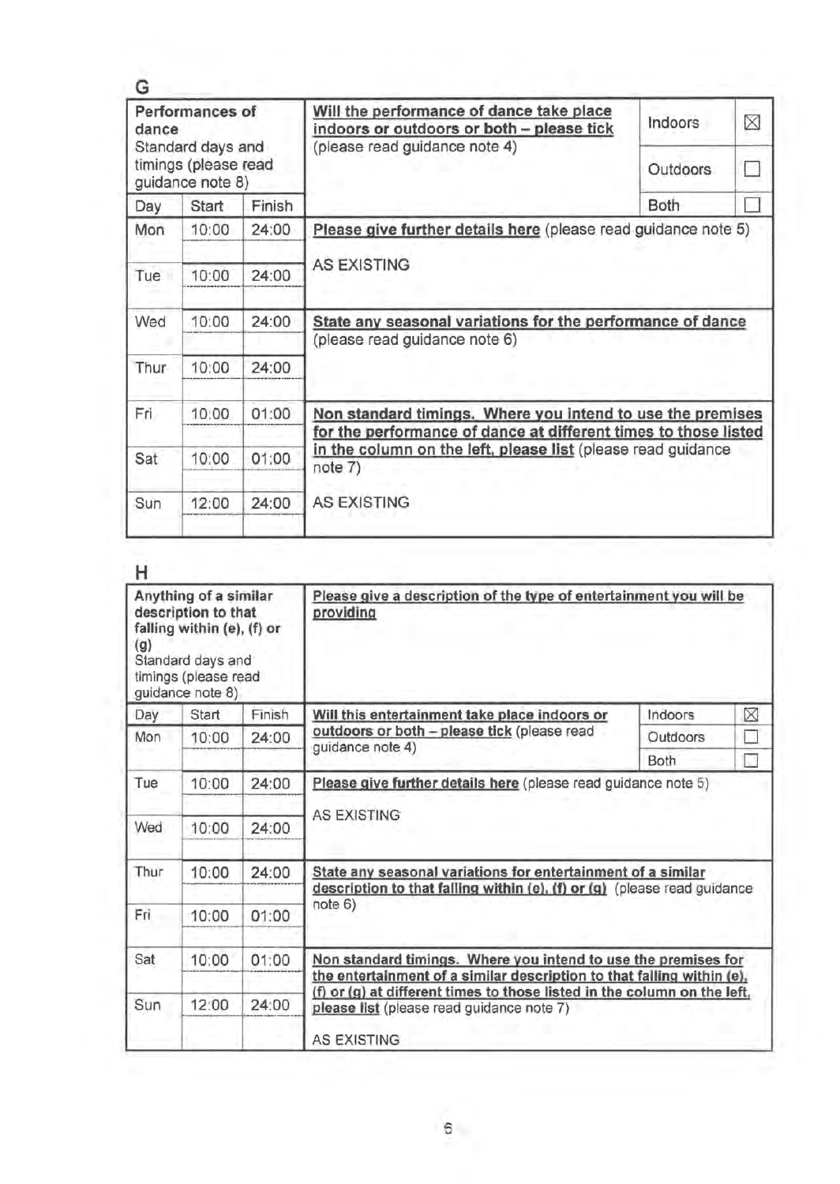## G

| Performances of dance<br>Standard days and timings (please read guidance note 8) | | | **Will the performance of dance take place indoors or outdoors or both – please tick** (please read guidance note 4) | Indoors | ☒ |
|---|---|---|---|---|---|
| | | | | Outdoors | ☐ |
| Day | Start | Finish | | Both | ☐ |
| Mon | 10:00 | 24:00 | **Please give further details here** (please read guidance note 5)<br><br>AS EXISTING | | |
| Tue | 10:00 | 24:00 | | | |
| Wed | 10:00 | 24:00 | **State any seasonal variations for the performance of dance** (please read guidance note 6) | | |
| Thur | 10:00 | 24:00 | | | |
| Fri | 10:00 | 01:00 | **Non standard timings. Where you intend to use the premises for the performance of dance at different times to those listed in the column on the left, please list** (please read guidance note 7)<br><br>AS EXISTING | | |
| Sat | 10:00 | 01:00 | | | |
| Sun | 12:00 | 24:00 | | | |

## H

| Anything of a similar description to that falling within (e), (f) or (g)<br>Standard days and timings (please read guidance note 8) | | | **Please give a description of the type of entertainment you will be providing** | | |
|---|---|---|---|---|---|
| Day | Start | Finish | **Will this entertainment take place indoors or outdoors or both – please tick** (please read guidance note 4) | Indoors | ☒ |
| Mon | 10:00 | 24:00 | | Outdoors | ☐ |
| | | | | Both | ☐ |
| Tue | 10:00 | 24:00 | **Please give further details here** (please read guidance note 5)<br><br>AS EXISTING | | |
| Wed | 10:00 | 24:00 | | | |
| Thur | 10:00 | 24:00 | **State any seasonal variations for entertainment of a similar description to that falling within (e), (f) or (g)** (please read guidance note 6) | | |
| Fri | 10:00 | 01:00 | | | |
| Sat | 10:00 | 01:00 | **Non standard timings. Where you intend to use the premises for the entertainment of a similar description to that falling within (e), (f) or (g) at different times to those listed in the column on the left, please list** (please read guidance note 7)<br><br>AS EXISTING | | |
| Sun | 12:00 | 24:00 | | | |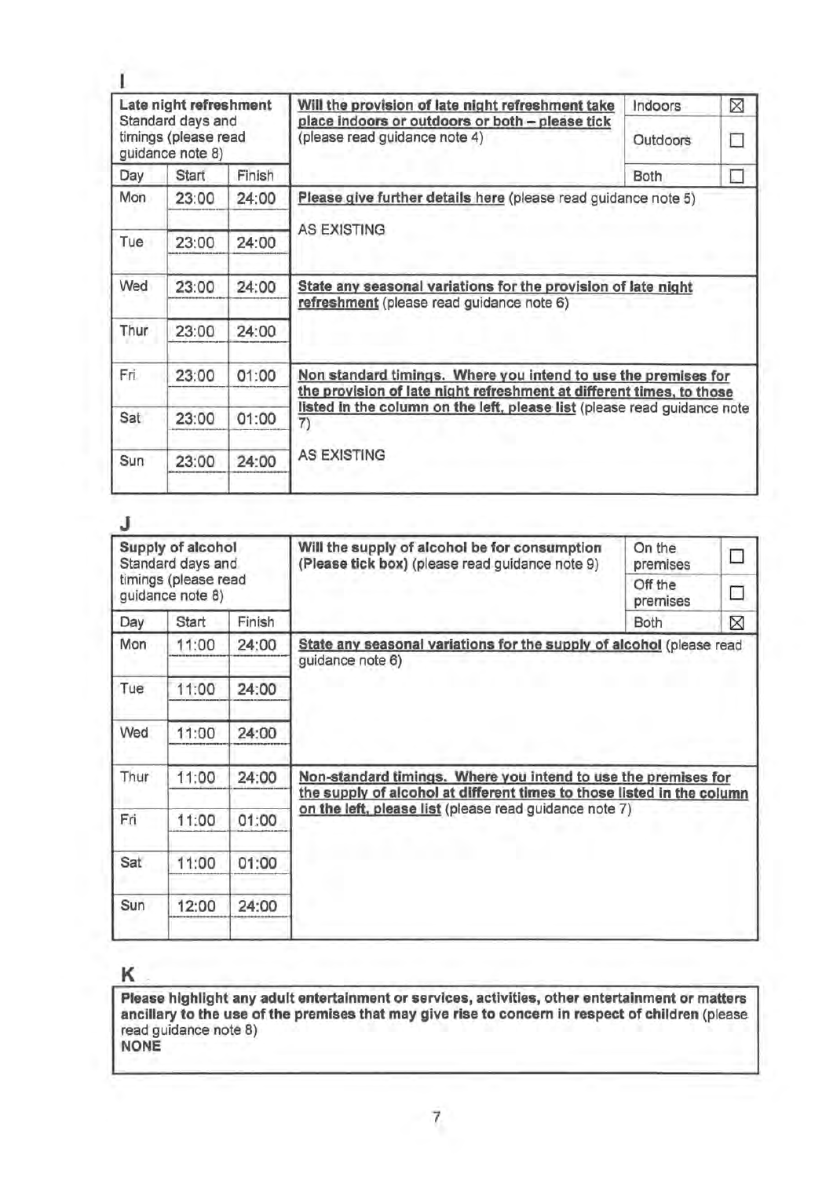## I

| Late night refreshment Standard days and timings (please read guidance note 8) | | | Will the provision of late night refreshment take place indoors or outdoors or both – please tick (please read guidance note 4) | |
|---|---|---|---|---|
| Day | Start | Finish | Indoors | ☒ |
| | | | Outdoors | ☐ |
| | | | Both | ☐ |
| Mon | 23:00 | 24:00 | **Please give further details here** (please read guidance note 5) AS EXISTING | |
| Tue | 23:00 | 24:00 | | |
| Wed | 23:00 | 24:00 | **State any seasonal variations for the provision of late night refreshment** (please read guidance note 6) | |
| Thur | 23:00 | 24:00 | | |
| Fri | 23:00 | 01:00 | **Non standard timings. Where you intend to use the premises for the provision of late night refreshment at different times, to those listed in the column on the left, please list** (please read guidance note 7) AS EXISTING | |
| Sat | 23:00 | 01:00 | | |
| Sun | 23:00 | 24:00 | | |

## J

| Supply of alcohol Standard days and timings (please read guidance note 8) | | | Will the supply of alcohol be for consumption (Please tick box) (please read guidance note 9) | |
|---|---|---|---|---|
| Day | Start | Finish | On the premises | ☐ |
| | | | Off the premises | ☐ |
| | | | Both | ☒ |
| Mon | 11:00 | 24:00 | **State any seasonal variations for the supply of alcohol** (please read guidance note 6) | |
| Tue | 11:00 | 24:00 | | |
| Wed | 11:00 | 24:00 | | |
| Thur | 11:00 | 24:00 | **Non-standard timings. Where you intend to use the premises for the supply of alcohol at different times to those listed in the column on the left, please list** (please read guidance note 7) | |
| Fri | 11:00 | 01:00 | | |
| Sat | 11:00 | 01:00 | | |
| Sun | 12:00 | 24:00 | | |

## K

**Please highlight any adult entertainment or services, activities, other entertainment or matters ancillary to the use of the premises that may give rise to concern in respect of children** (please read guidance note 8)

**NONE**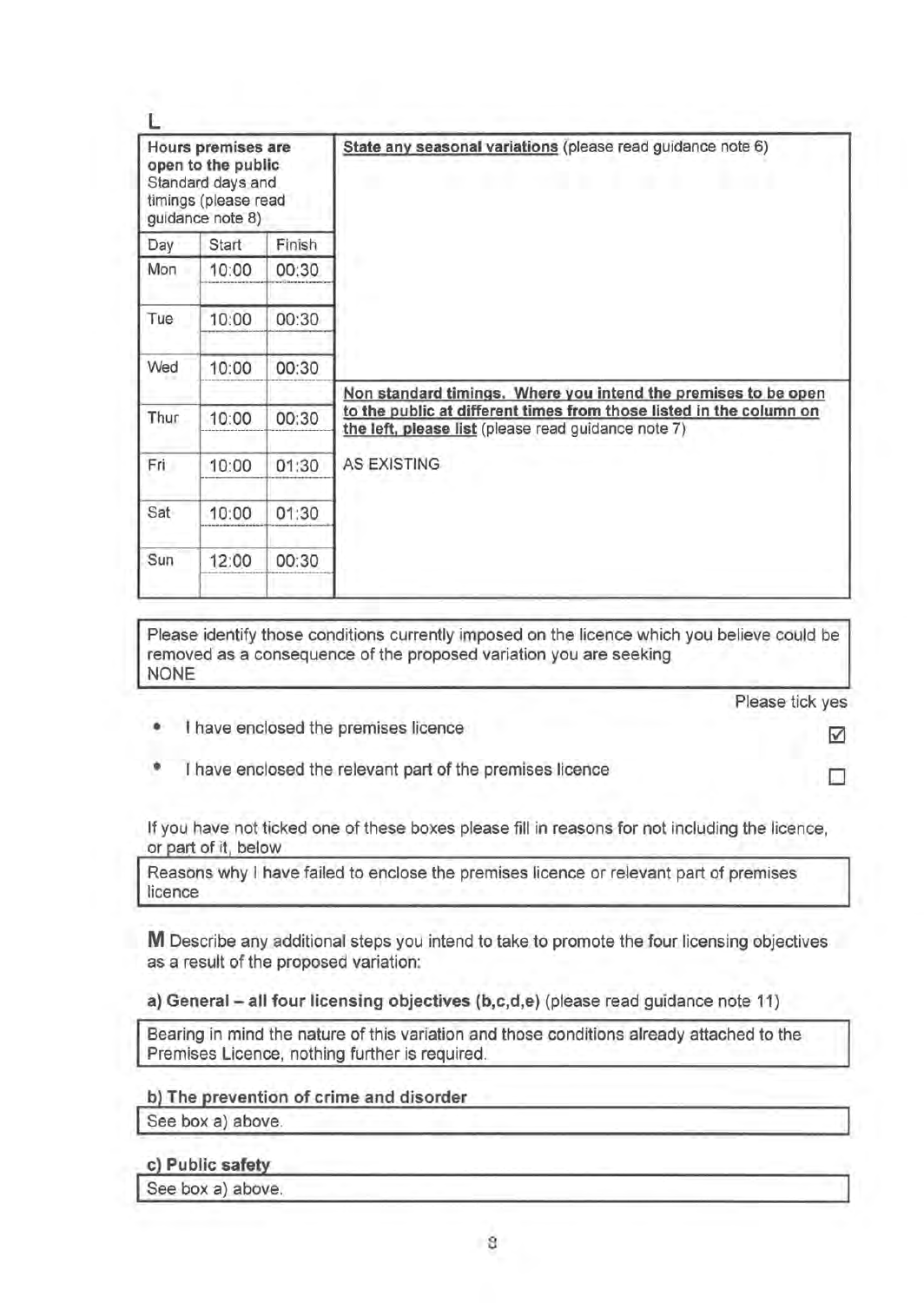## L

| Hours premises are open to the public<br>Standard days and timings (please read guidance note 8) | | | |
|---|---|---|---|
| **Day** | **Start** | **Finish** | **State any seasonal variations** (please read guidance note 6) |
| Mon | 10:00 | 00:30 | |
| Tue | 10:00 | 00:30 | |
| Wed | 10:00 | 00:30 | |
| Thur | 10:00 | 00:30 | **Non standard timings. Where you intend the premises to be open to the public at different times from those listed in the column on the left, please list** (please read guidance note 7)<br><br>AS EXISTING |
| Fri | 10:00 | 01:30 | |
| Sat | 10:00 | 01:30 | |
| Sun | 12:00 | 00:30 | |

Please identify those conditions currently imposed on the licence which you believe could be removed as a consequence of the proposed variation you are seeking
NONE

Please tick yes

- I have enclosed the premises licence ☑
- I have enclosed the relevant part of the premises licence ☐

If you have not ticked one of these boxes please fill in reasons for not including the licence, or part of it, below

Reasons why I have failed to enclose the premises licence or relevant part of premises licence

**M** Describe any additional steps you intend to take to promote the four licensing objectives as a result of the proposed variation:

**a) General – all four licensing objectives (b,c,d,e)** (please read guidance note 11)

Bearing in mind the nature of this variation and those conditions already attached to the Premises Licence, nothing further is required.

**b) The prevention of crime and disorder**

See box a) above.

**c) Public safety**

See box a) above.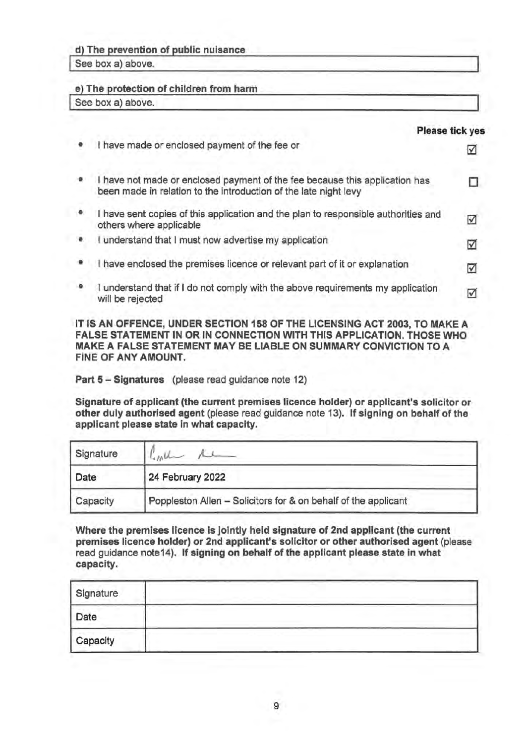**d) The prevention of public nuisance**

See box a) above.

**e) The protection of children from harm**

See box a) above.

| | Please tick yes |
|---|---|
| • I have made or enclosed payment of the fee or | ☑ |
| • I have not made or enclosed payment of the fee because this application has been made in relation to the introduction of the late night levy | ☐ |
| • I have sent copies of this application and the plan to responsible authorities and others where applicable | ☑ |
| • I understand that I must now advertise my application | ☑ |
| • I have enclosed the premises licence or relevant part of it or explanation | ☑ |
| • I understand that if I do not comply with the above requirements my application will be rejected | ☑ |

**IT IS AN OFFENCE, UNDER SECTION 158 OF THE LICENSING ACT 2003, TO MAKE A FALSE STATEMENT IN OR IN CONNECTION WITH THIS APPLICATION. THOSE WHO MAKE A FALSE STATEMENT MAY BE LIABLE ON SUMMARY CONVICTION TO A FINE OF ANY AMOUNT.**

**Part 5 – Signatures** (please read guidance note 12)

**Signature of applicant (the current premises licence holder) or applicant's solicitor or other duly authorised agent** (please read guidance note 13). **If signing on behalf of the applicant please state in what capacity.**

| | |
|---|---|
| Signature | [signature] |
| Date | 24 February 2022 |
| Capacity | Poppleston Allen – Solicitors for & on behalf of the applicant |

**Where the premises licence is jointly held signature of 2nd applicant (the current premises licence holder) or 2nd applicant's solicitor or other authorised agent** (please read guidance note14). **If signing on behalf of the applicant please state in what capacity.**

| | |
|---|---|
| Signature | |
| Date | |
| Capacity | |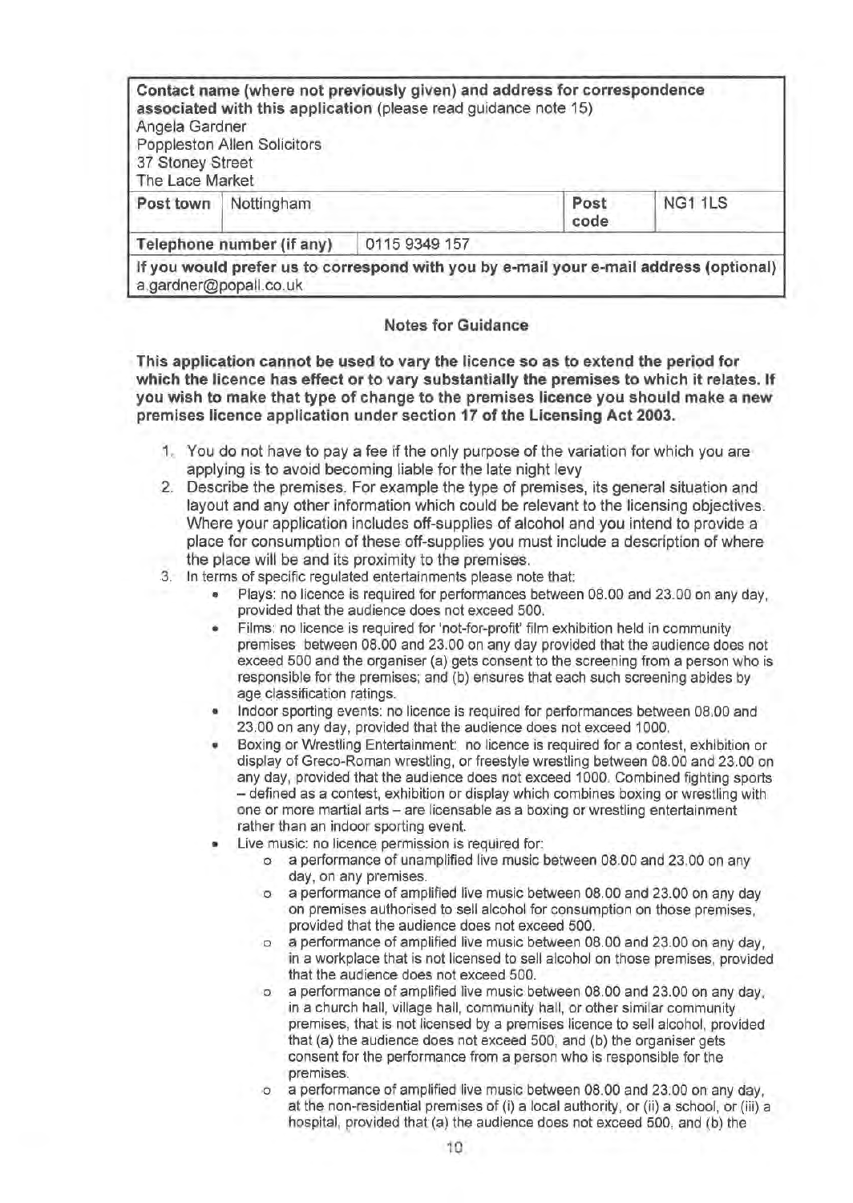| | | | |
|---|---|---|---|
| **Contact name (where not previously given) and address for correspondence associated with this application** (please read guidance note 15)<br>Angela Gardner<br>Poppleston Allen Solicitors<br>37 Stoney Street<br>The Lace Market | | | |
| **Post town** | Nottingham | **Post code** | NG1 1LS |
| **Telephone number (if any)** | 0115 9349 157 | | |
| **If you would prefer us to correspond with you by e-mail your e-mail address (optional)**<br>a.gardner@popall.co.uk | | | |

## Notes for Guidance

**This application cannot be used to vary the licence so as to extend the period for which the licence has effect or to vary substantially the premises to which it relates. If you wish to make that type of change to the premises licence you should make a new premises licence application under section 17 of the Licensing Act 2003.**

1. You do not have to pay a fee if the only purpose of the variation for which you are applying is to avoid becoming liable for the late night levy
2. Describe the premises. For example the type of premises, its general situation and layout and any other information which could be relevant to the licensing objectives. Where your application includes off-supplies of alcohol and you intend to provide a place for consumption of these off-supplies you must include a description of where the place will be and its proximity to the premises.
3. In terms of specific regulated entertainments please note that:
   - Plays: no licence is required for performances between 08.00 and 23.00 on any day, provided that the audience does not exceed 500.
   - Films: no licence is required for 'not-for-profit' film exhibition held in community premises between 08.00 and 23.00 on any day provided that the audience does not exceed 500 and the organiser (a) gets consent to the screening from a person who is responsible for the premises; and (b) ensures that each such screening abides by age classification ratings.
   - Indoor sporting events: no licence is required for performances between 08.00 and 23.00 on any day, provided that the audience does not exceed 1000.
   - Boxing or Wrestling Entertainment: no licence is required for a contest, exhibition or display of Greco-Roman wrestling, or freestyle wrestling between 08.00 and 23.00 on any day, provided that the audience does not exceed 1000. Combined fighting sports – defined as a contest, exhibition or display which combines boxing or wrestling with one or more martial arts – are licensable as a boxing or wrestling entertainment rather than an indoor sporting event.
   - Live music: no licence permission is required for:
     - a performance of unamplified live music between 08.00 and 23.00 on any day, on any premises.
     - a performance of amplified live music between 08.00 and 23.00 on any day on premises authorised to sell alcohol for consumption on those premises, provided that the audience does not exceed 500.
     - a performance of amplified live music between 08.00 and 23.00 on any day, in a workplace that is not licensed to sell alcohol on those premises, provided that the audience does not exceed 500.
     - a performance of amplified live music between 08.00 and 23.00 on any day, in a church hall, village hall, community hall, or other similar community premises, that is not licensed by a premises licence to sell alcohol, provided that (a) the audience does not exceed 500, and (b) the organiser gets consent for the performance from a person who is responsible for the premises.
     - a performance of amplified live music between 08.00 and 23.00 on any day, at the non-residential premises of (i) a local authority, or (ii) a school, or (iii) a hospital, provided that (a) the audience does not exceed 500, and (b) the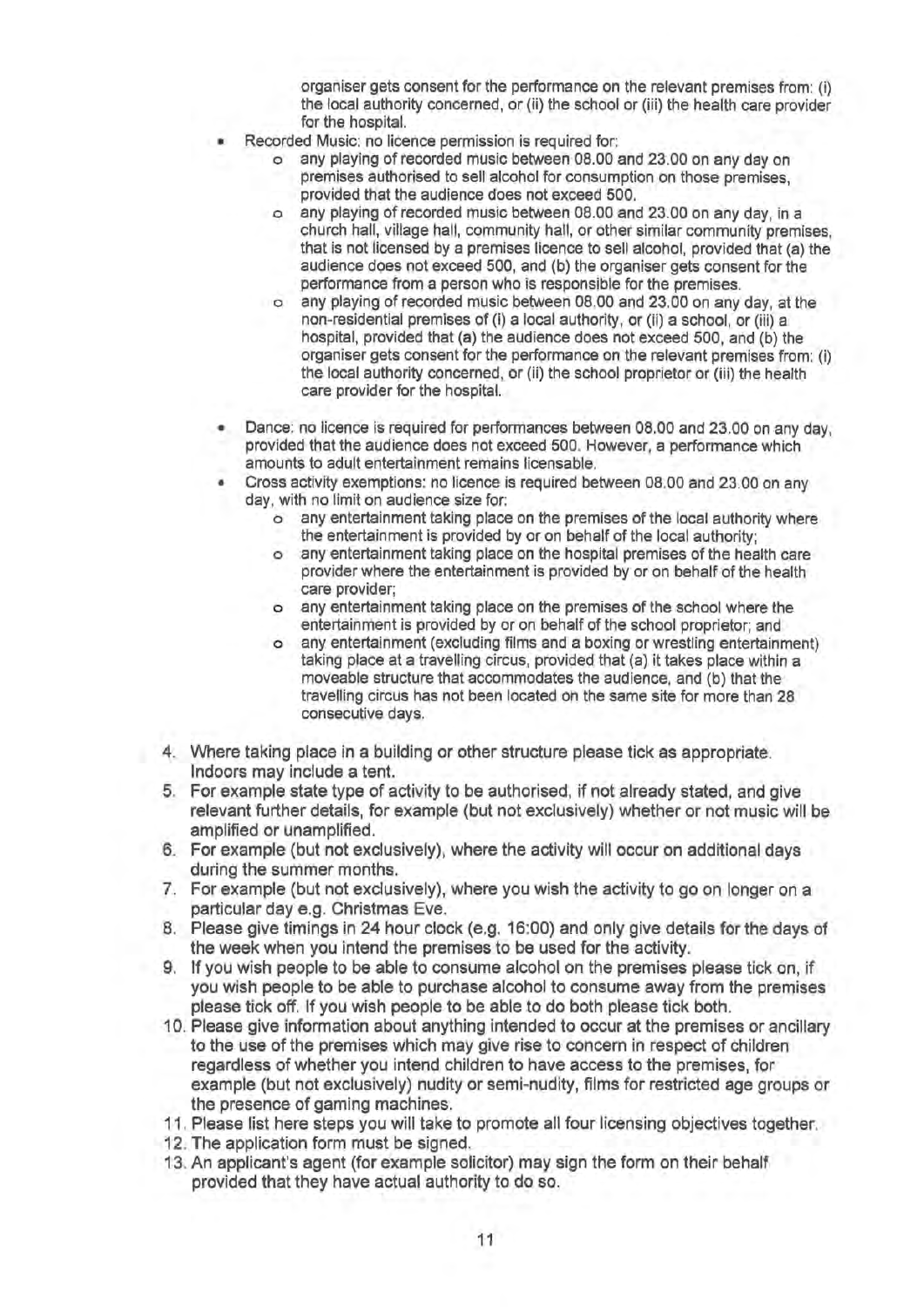organiser gets consent for the performance on the relevant premises from: (i) the local authority concerned, or (ii) the school or (iii) the health care provider for the hospital.

- Recorded Music: no licence permission is required for:
  - any playing of recorded music between 08.00 and 23.00 on any day on premises authorised to sell alcohol for consumption on those premises, provided that the audience does not exceed 500.
  - any playing of recorded music between 08.00 and 23.00 on any day, in a church hall, village hall, community hall, or other similar community premises, that is not licensed by a premises licence to sell alcohol, provided that (a) the audience does not exceed 500, and (b) the organiser gets consent for the performance from a person who is responsible for the premises.
  - any playing of recorded music between 08.00 and 23.00 on any day, at the non-residential premises of (i) a local authority, or (ii) a school, or (iii) a hospital, provided that (a) the audience does not exceed 500, and (b) the organiser gets consent for the performance on the relevant premises from: (i) the local authority concerned, or (ii) the school proprietor or (iii) the health care provider for the hospital.
- Dance: no licence is required for performances between 08.00 and 23.00 on any day, provided that the audience does not exceed 500. However, a performance which amounts to adult entertainment remains licensable.
- Cross activity exemptions: no licence is required between 08.00 and 23.00 on any day, with no limit on audience size for:
  - any entertainment taking place on the premises of the local authority where the entertainment is provided by or on behalf of the local authority;
  - any entertainment taking place on the hospital premises of the health care provider where the entertainment is provided by or on behalf of the health care provider;
  - any entertainment taking place on the premises of the school where the entertainment is provided by or on behalf of the school proprietor; and
  - any entertainment (excluding films and a boxing or wrestling entertainment) taking place at a travelling circus, provided that (a) it takes place within a moveable structure that accommodates the audience, and (b) that the travelling circus has not been located on the same site for more than 28 consecutive days.

4. Where taking place in a building or other structure please tick as appropriate. Indoors may include a tent.
5. For example state type of activity to be authorised, if not already stated, and give relevant further details, for example (but not exclusively) whether or not music will be amplified or unamplified.
6. For example (but not exclusively), where the activity will occur on additional days during the summer months.
7. For example (but not exclusively), where you wish the activity to go on longer on a particular day e.g. Christmas Eve.
8. Please give timings in 24 hour clock (e.g. 16:00) and only give details for the days of the week when you intend the premises to be used for the activity.
9. If you wish people to be able to consume alcohol on the premises please tick on, if you wish people to be able to purchase alcohol to consume away from the premises please tick off. If you wish people to be able to do both please tick both.
10. Please give information about anything intended to occur at the premises or ancillary to the use of the premises which may give rise to concern in respect of children regardless of whether you intend children to have access to the premises, for example (but not exclusively) nudity or semi-nudity, films for restricted age groups or the presence of gaming machines.
11. Please list here steps you will take to promote all four licensing objectives together.
12. The application form must be signed.
13. An applicant's agent (for example solicitor) may sign the form on their behalf provided that they have actual authority to do so.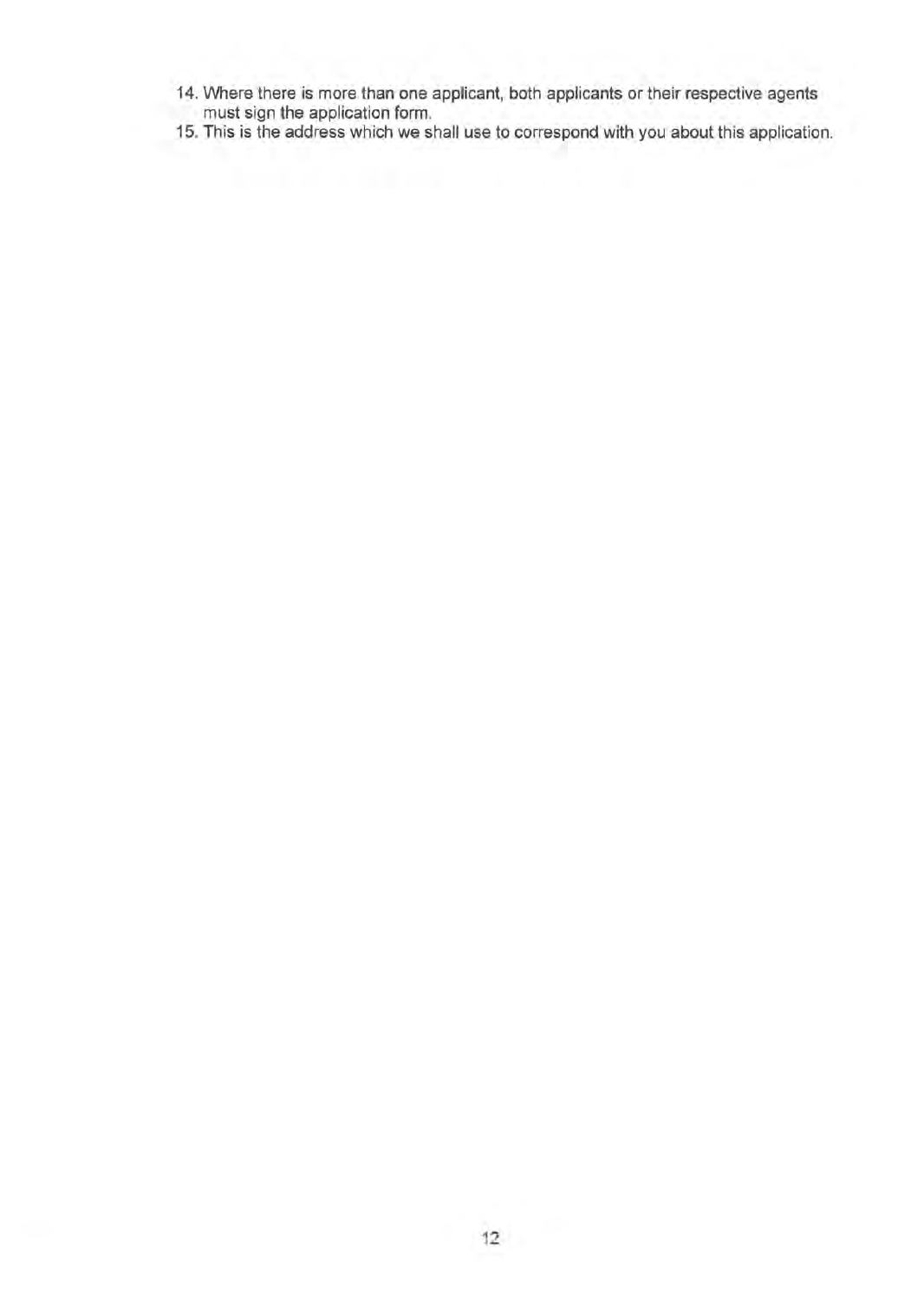14. Where there is more than one applicant, both applicants or their respective agents must sign the application form.
15. This is the address which we shall use to correspond with you about this application.